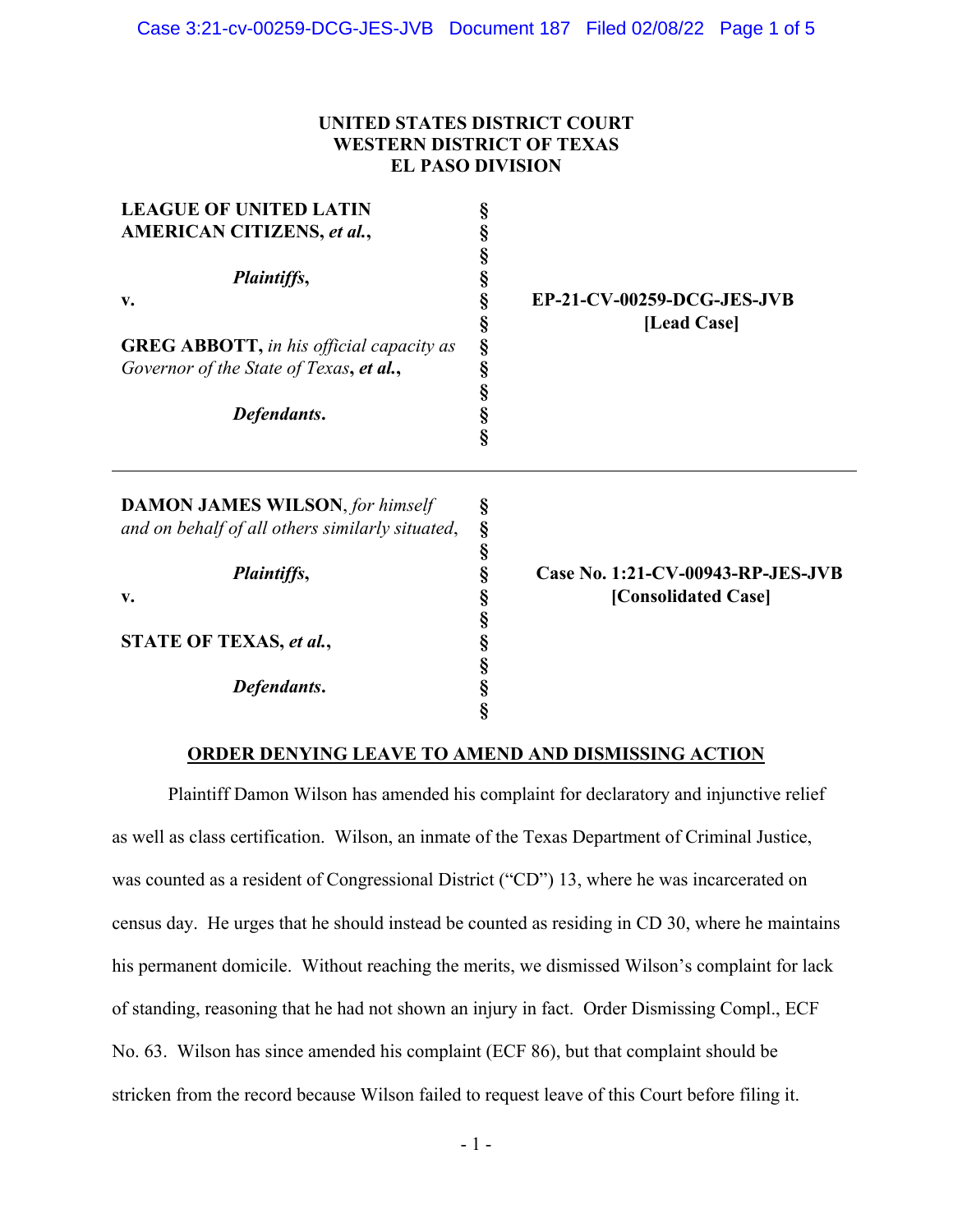**UNITED STATES DISTRICT COURT**
**WESTERN DISTRICT OF TEXAS**
**EL PASO DIVISION**

| | | |
|---|---|---|
| **LEAGUE OF UNITED LATIN AMERICAN CITIZENS,** ***et al.***, | § | |
| *Plaintiffs*, | § | |
| **v.** | § | **EP-21-CV-00259-DCG-JES-JVB** **[Lead Case]** |
| **GREG ABBOTT,** *in his official capacity as Governor of the State of Texas*, ***et al.***, | § | |
| *Defendants*. | § | |

---

| | | |
|---|---|---|
| **DAMON JAMES WILSON**, *for himself and on behalf of all others similarly situated*, | § | |
| *Plaintiffs*, | § | |
| **v.** | § | **Case No. 1:21-CV-00943-RP-JES-JVB** **[Consolidated Case]** |
| **STATE OF TEXAS,** ***et al.***, | § | |
| *Defendants*. | § | |

**ORDER DENYING LEAVE TO AMEND AND DISMISSING ACTION**

Plaintiff Damon Wilson has amended his complaint for declaratory and injunctive relief as well as class certification. Wilson, an inmate of the Texas Department of Criminal Justice, was counted as a resident of Congressional District ("CD") 13, where he was incarcerated on census day. He urges that he should instead be counted as residing in CD 30, where he maintains his permanent domicile. Without reaching the merits, we dismissed Wilson's complaint for lack of standing, reasoning that he had not shown an injury in fact. Order Dismissing Compl., ECF No. 63. Wilson has since amended his complaint (ECF 86), but that complaint should be stricken from the record because Wilson failed to request leave of this Court before filing it.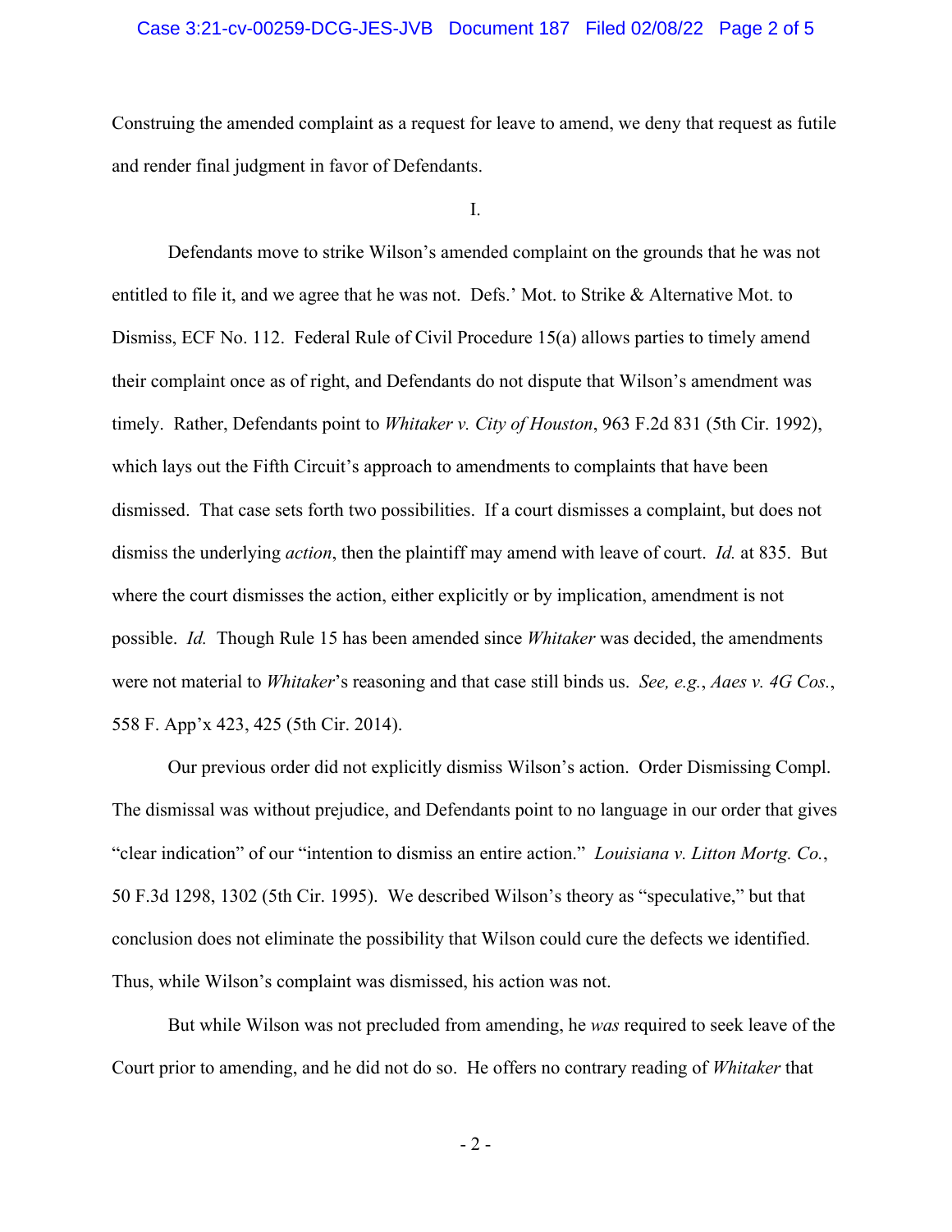Construing the amended complaint as a request for leave to amend, we deny that request as futile and render final judgment in favor of Defendants.

I.

Defendants move to strike Wilson's amended complaint on the grounds that he was not entitled to file it, and we agree that he was not. Defs.' Mot. to Strike & Alternative Mot. to Dismiss, ECF No. 112. Federal Rule of Civil Procedure 15(a) allows parties to timely amend their complaint once as of right, and Defendants do not dispute that Wilson's amendment was timely. Rather, Defendants point to *Whitaker v. City of Houston*, 963 F.2d 831 (5th Cir. 1992), which lays out the Fifth Circuit's approach to amendments to complaints that have been dismissed. That case sets forth two possibilities. If a court dismisses a complaint, but does not dismiss the underlying *action*, then the plaintiff may amend with leave of court. *Id.* at 835. But where the court dismisses the action, either explicitly or by implication, amendment is not possible. *Id.* Though Rule 15 has been amended since *Whitaker* was decided, the amendments were not material to *Whitaker*'s reasoning and that case still binds us. *See, e.g.*, *Aaes v. 4G Cos.*, 558 F. App'x 423, 425 (5th Cir. 2014).

Our previous order did not explicitly dismiss Wilson's action. Order Dismissing Compl. The dismissal was without prejudice, and Defendants point to no language in our order that gives "clear indication" of our "intention to dismiss an entire action." *Louisiana v. Litton Mortg. Co.*, 50 F.3d 1298, 1302 (5th Cir. 1995). We described Wilson's theory as "speculative," but that conclusion does not eliminate the possibility that Wilson could cure the defects we identified. Thus, while Wilson's complaint was dismissed, his action was not.

But while Wilson was not precluded from amending, he *was* required to seek leave of the Court prior to amending, and he did not do so. He offers no contrary reading of *Whitaker* that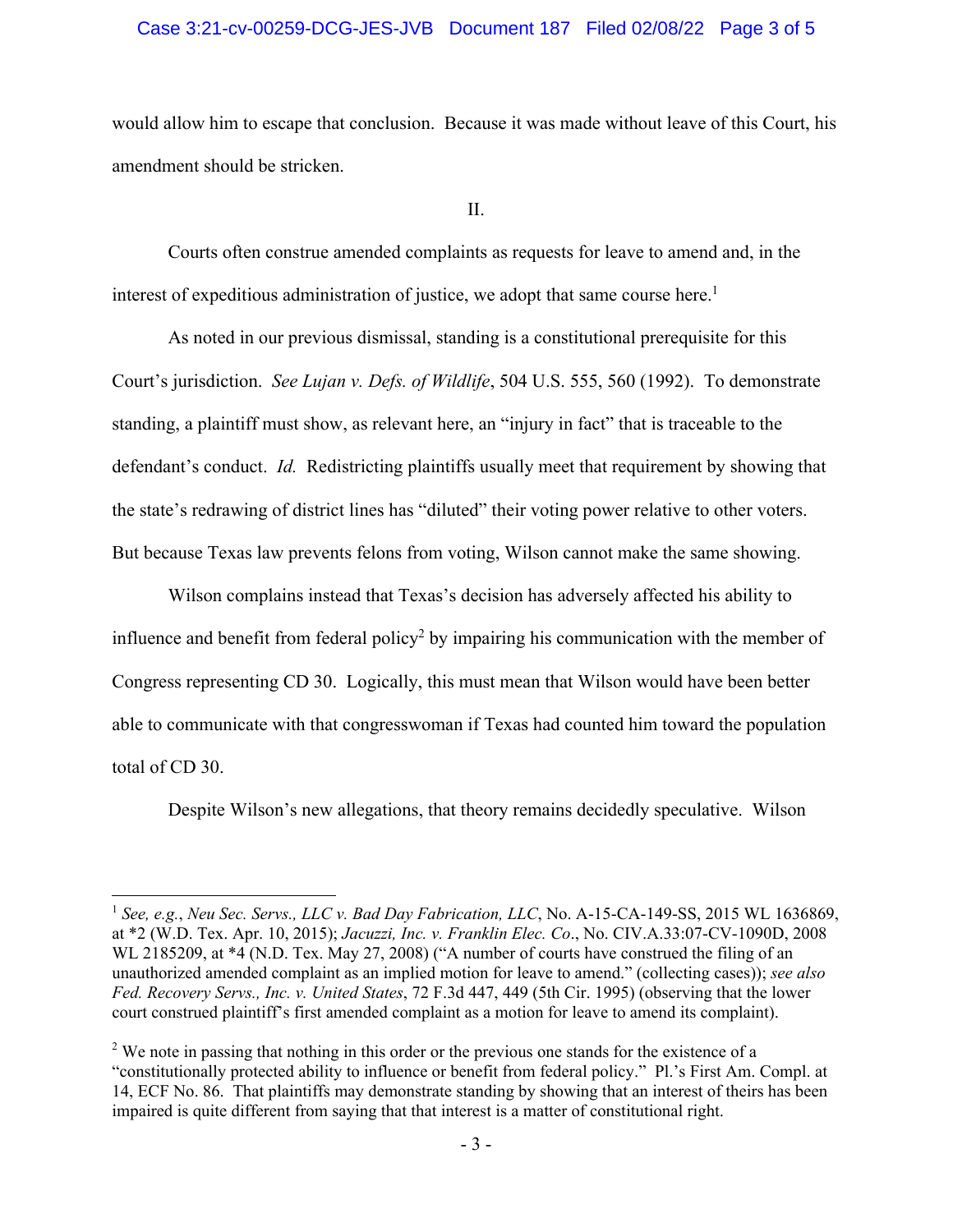would allow him to escape that conclusion. Because it was made without leave of this Court, his amendment should be stricken.

II.

Courts often construe amended complaints as requests for leave to amend and, in the interest of expeditious administration of justice, we adopt that same course here.[1]

As noted in our previous dismissal, standing is a constitutional prerequisite for this Court's jurisdiction. *See Lujan v. Defs. of Wildlife*, 504 U.S. 555, 560 (1992). To demonstrate standing, a plaintiff must show, as relevant here, an "injury in fact" that is traceable to the defendant's conduct. *Id.* Redistricting plaintiffs usually meet that requirement by showing that the state's redrawing of district lines has "diluted" their voting power relative to other voters. But because Texas law prevents felons from voting, Wilson cannot make the same showing.

Wilson complains instead that Texas's decision has adversely affected his ability to influence and benefit from federal policy[2] by impairing his communication with the member of Congress representing CD 30. Logically, this must mean that Wilson would have been better able to communicate with that congresswoman if Texas had counted him toward the population total of CD 30.

Despite Wilson's new allegations, that theory remains decidedly speculative. Wilson

---

[1] *See, e.g.*, *Neu Sec. Servs., LLC v. Bad Day Fabrication, LLC*, No. A-15-CA-149-SS, 2015 WL 1636869, at *2 (W.D. Tex. Apr. 10, 2015); *Jacuzzi, Inc. v. Franklin Elec. Co*., No. CIV.A.33:07-CV-1090D, 2008 WL 2185209, at *4 (N.D. Tex. May 27, 2008) ("A number of courts have construed the filing of an unauthorized amended complaint as an implied motion for leave to amend." (collecting cases)); *see also Fed. Recovery Servs., Inc. v. United States*, 72 F.3d 447, 449 (5th Cir. 1995) (observing that the lower court construed plaintiff's first amended complaint as a motion for leave to amend its complaint).

[2] We note in passing that nothing in this order or the previous one stands for the existence of a "constitutionally protected ability to influence or benefit from federal policy." Pl.'s First Am. Compl. at 14, ECF No. 86. That plaintiffs may demonstrate standing by showing that an interest of theirs has been impaired is quite different from saying that that interest is a matter of constitutional right.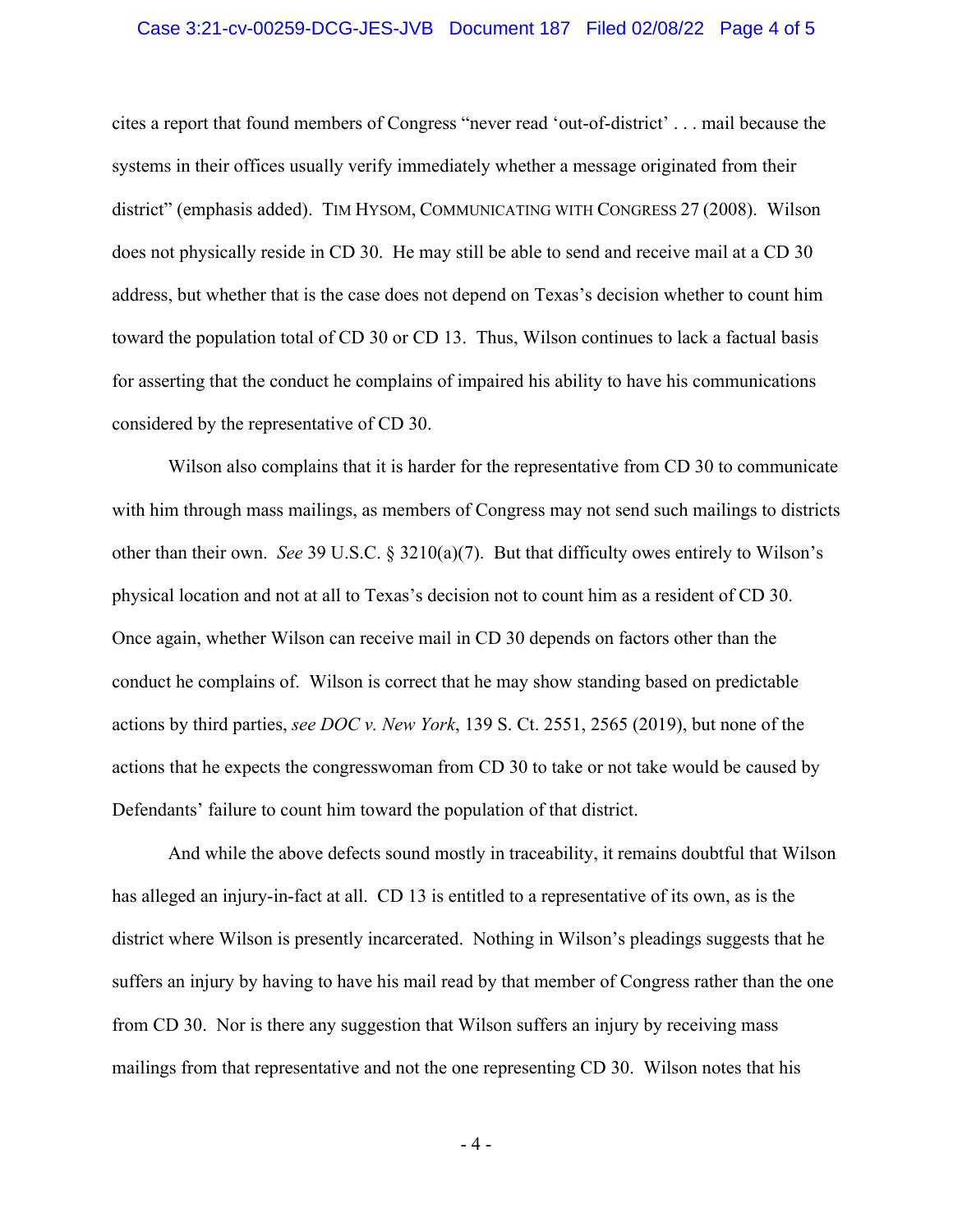cites a report that found members of Congress "never read 'out-of-district' . . . mail because the systems in their offices usually verify immediately whether a message originated from their district" (emphasis added). TIM HYSOM, COMMUNICATING WITH CONGRESS 27 (2008). Wilson does not physically reside in CD 30. He may still be able to send and receive mail at a CD 30 address, but whether that is the case does not depend on Texas's decision whether to count him toward the population total of CD 30 or CD 13. Thus, Wilson continues to lack a factual basis for asserting that the conduct he complains of impaired his ability to have his communications considered by the representative of CD 30.

Wilson also complains that it is harder for the representative from CD 30 to communicate with him through mass mailings, as members of Congress may not send such mailings to districts other than their own. *See* 39 U.S.C. § 3210(a)(7). But that difficulty owes entirely to Wilson's physical location and not at all to Texas's decision not to count him as a resident of CD 30. Once again, whether Wilson can receive mail in CD 30 depends on factors other than the conduct he complains of. Wilson is correct that he may show standing based on predictable actions by third parties, *see DOC v. New York*, 139 S. Ct. 2551, 2565 (2019), but none of the actions that he expects the congresswoman from CD 30 to take or not take would be caused by Defendants' failure to count him toward the population of that district.

And while the above defects sound mostly in traceability, it remains doubtful that Wilson has alleged an injury-in-fact at all. CD 13 is entitled to a representative of its own, as is the district where Wilson is presently incarcerated. Nothing in Wilson's pleadings suggests that he suffers an injury by having to have his mail read by that member of Congress rather than the one from CD 30. Nor is there any suggestion that Wilson suffers an injury by receiving mass mailings from that representative and not the one representing CD 30. Wilson notes that his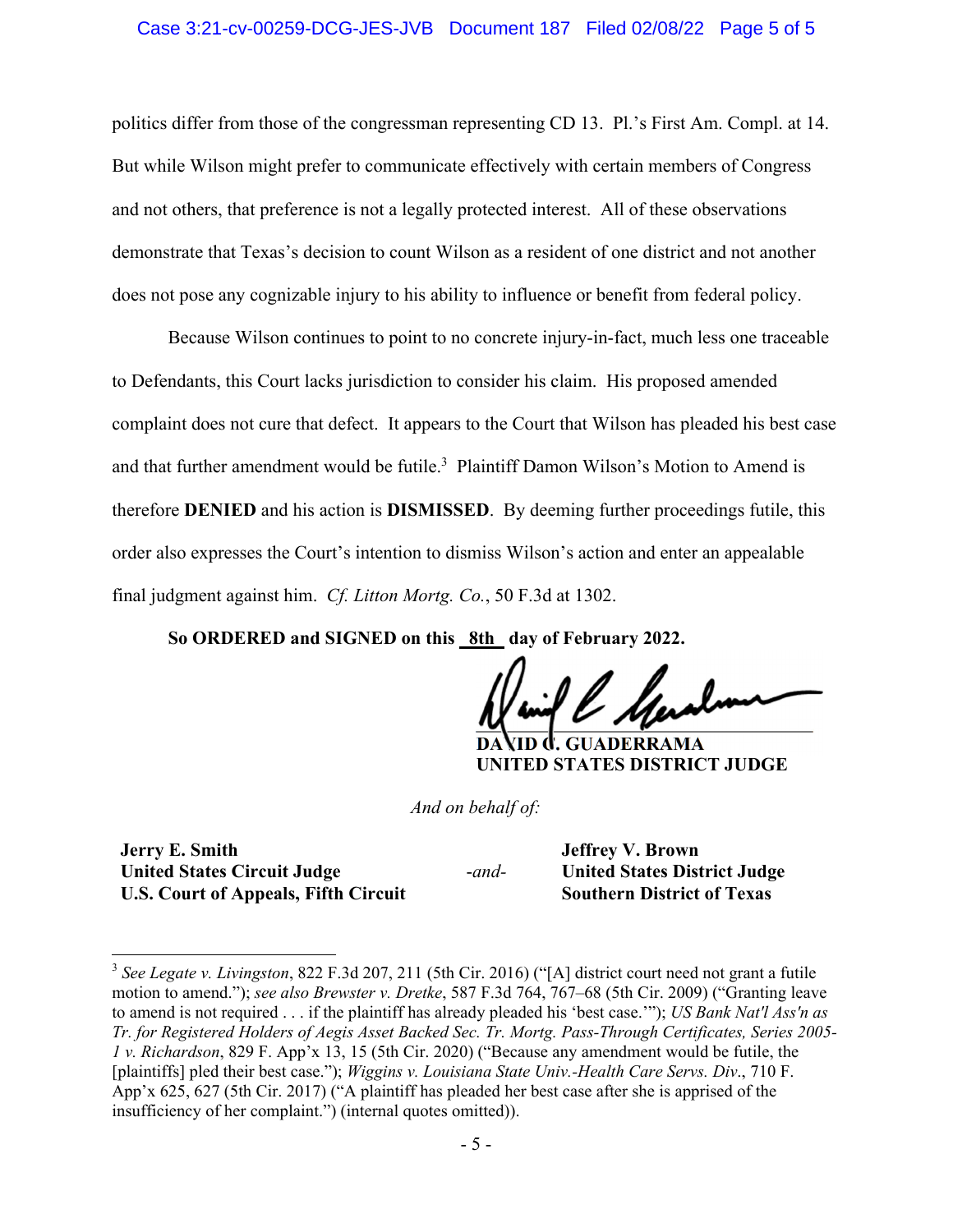politics differ from those of the congressman representing CD 13. Pl.'s First Am. Compl. at 14. But while Wilson might prefer to communicate effectively with certain members of Congress and not others, that preference is not a legally protected interest. All of these observations demonstrate that Texas's decision to count Wilson as a resident of one district and not another does not pose any cognizable injury to his ability to influence or benefit from federal policy.

Because Wilson continues to point to no concrete injury-in-fact, much less one traceable to Defendants, this Court lacks jurisdiction to consider his claim. His proposed amended complaint does not cure that defect. It appears to the Court that Wilson has pleaded his best case and that further amendment would be futile.[3] Plaintiff Damon Wilson's Motion to Amend is therefore **DENIED** and his action is **DISMISSED**. By deeming further proceedings futile, this order also expresses the Court's intention to dismiss Wilson's action and enter an appealable final judgment against him. *Cf. Litton Mortg. Co.*, 50 F.3d at 1302.

**So ORDERED and SIGNED on this 8th day of February 2022.**

**DAVID C. GUADERRAMA**
**UNITED STATES DISTRICT JUDGE**

*And on behalf of:*

**Jerry E. Smith**
**United States Circuit Judge**
**U.S. Court of Appeals, Fifth Circuit**

*-and-*

**Jeffrey V. Brown**
**United States District Judge**
**Southern District of Texas**

---

[3] *See Legate v. Livingston*, 822 F.3d 207, 211 (5th Cir. 2016) ("[A] district court need not grant a futile motion to amend."); *see also Brewster v. Dretke*, 587 F.3d 764, 767–68 (5th Cir. 2009) ("Granting leave to amend is not required . . . if the plaintiff has already pleaded his 'best case.'"); *US Bank Nat'l Ass'n as Tr. for Registered Holders of Aegis Asset Backed Sec. Tr. Mortg. Pass-Through Certificates, Series 2005-1 v. Richardson*, 829 F. App'x 13, 15 (5th Cir. 2020) ("Because any amendment would be futile, the [plaintiffs] pled their best case."); *Wiggins v. Louisiana State Univ.-Health Care Servs. Div.*, 710 F. App'x 625, 627 (5th Cir. 2017) ("A plaintiff has pleaded her best case after she is apprised of the insufficiency of her complaint.") (internal quotes omitted)).